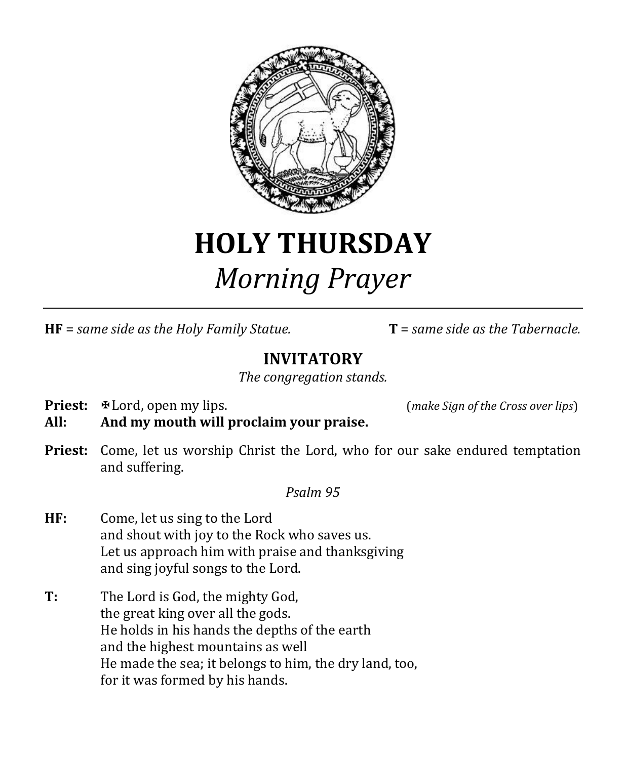# HOLY THURSDAY
## *Morning Prayer*

---

**HF** = *same side as the Holy Family Statue.* **T** = *same side as the Tabernacle.*

### INVITATORY

*The congregation stands.*

**Priest:** ✠Lord, open my lips. (*make Sign of the Cross over lips*)
**All:** **And my mouth will proclaim your praise.**

**Priest:** Come, let us worship Christ the Lord, who for our sake endured temptation and suffering.

*Psalm 95*

**HF:** Come, let us sing to the Lord
and shout with joy to the Rock who saves us.
Let us approach him with praise and thanksgiving
and sing joyful songs to the Lord.

**T:** The Lord is God, the mighty God,
the great king over all the gods.
He holds in his hands the depths of the earth
and the highest mountains as well
He made the sea; it belongs to him, the dry land, too,
for it was formed by his hands.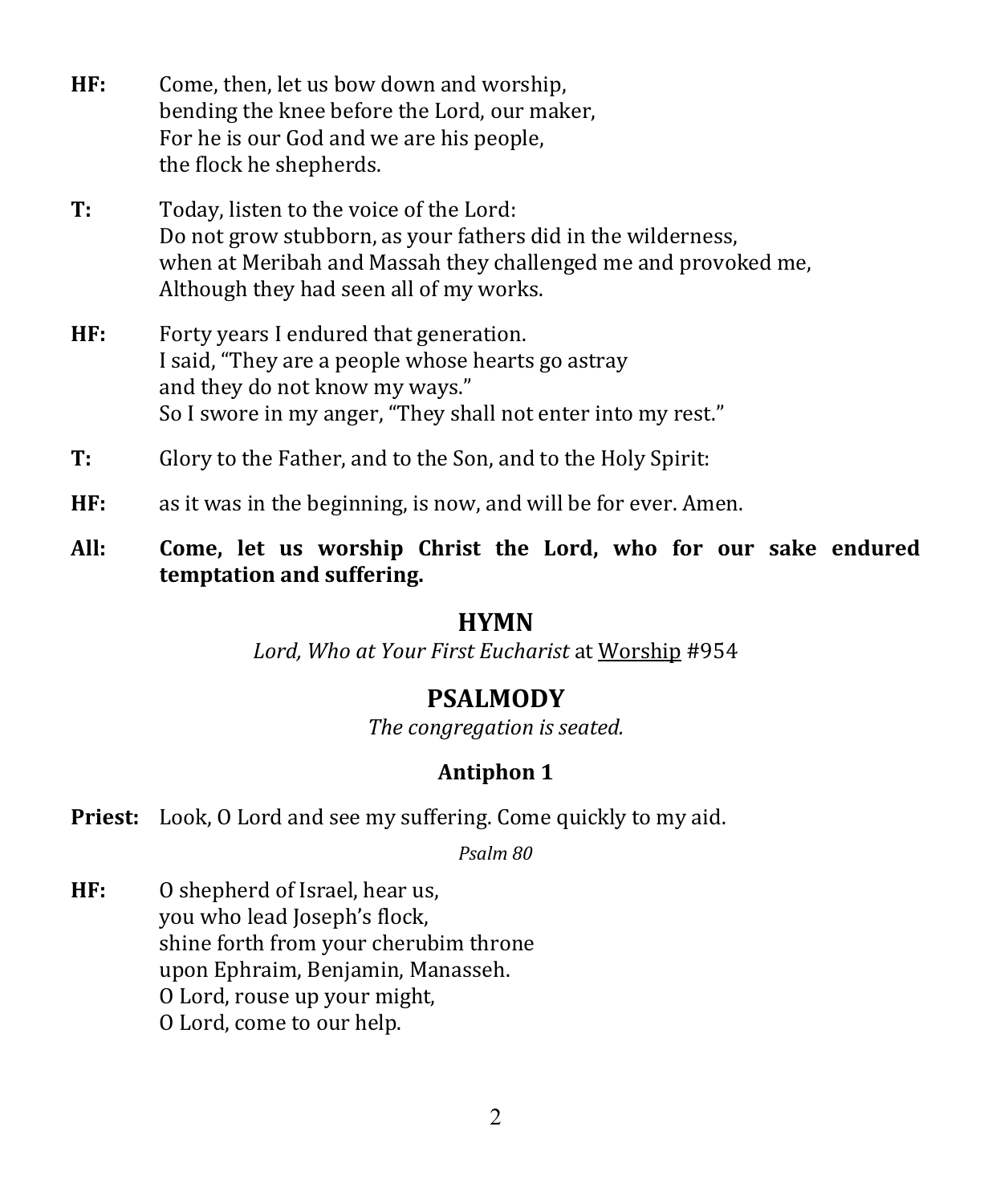**HF:** Come, then, let us bow down and worship,
bending the knee before the Lord, our maker,
For he is our God and we are his people,
the flock he shepherds.

**T:** Today, listen to the voice of the Lord:
Do not grow stubborn, as your fathers did in the wilderness,
when at Meribah and Massah they challenged me and provoked me,
Although they had seen all of my works.

**HF:** Forty years I endured that generation.
I said, "They are a people whose hearts go astray
and they do not know my ways."
So I swore in my anger, "They shall not enter into my rest."

**T:** Glory to the Father, and to the Son, and to the Holy Spirit:

**HF:** as it was in the beginning, is now, and will be for ever. Amen.

**All:** **Come, let us worship Christ the Lord, who for our sake endured temptation and suffering.**

## HYMN

*Lord, Who at Your First Eucharist* at Worship #954

## PSALMODY

*The congregation is seated.*

### Antiphon 1

**Priest:** Look, O Lord and see my suffering. Come quickly to my aid.

*Psalm 80*

**HF:** O shepherd of Israel, hear us,
you who lead Joseph's flock,
shine forth from your cherubim throne
upon Ephraim, Benjamin, Manasseh.
O Lord, rouse up your might,
O Lord, come to our help.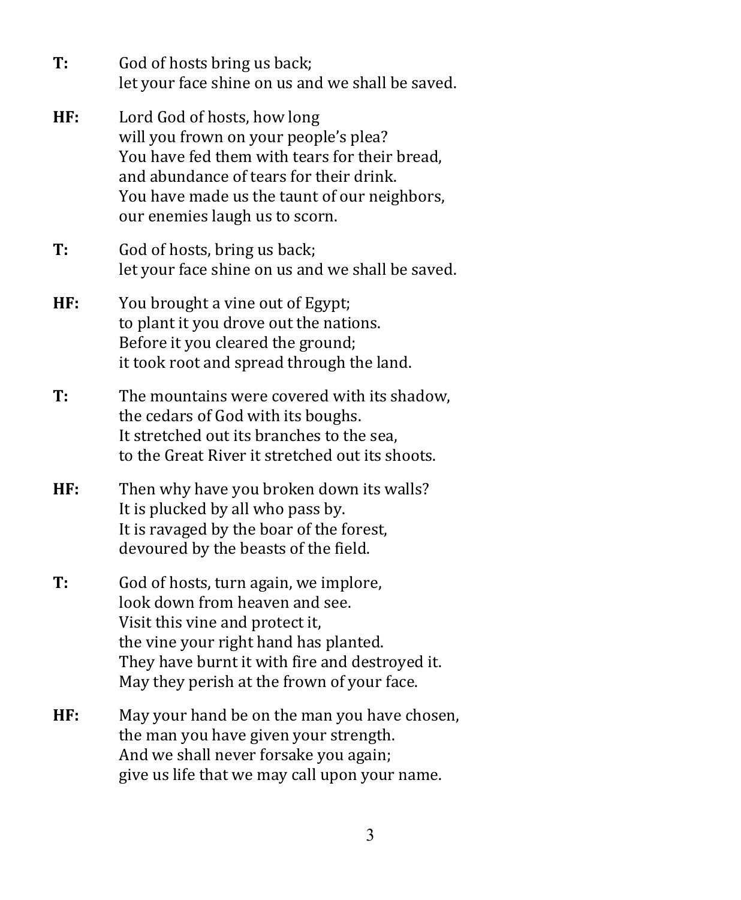**T:** God of hosts bring us back;
let your face shine on us and we shall be saved.

**HF:** Lord God of hosts, how long
will you frown on your people's plea?
You have fed them with tears for their bread,
and abundance of tears for their drink.
You have made us the taunt of our neighbors,
our enemies laugh us to scorn.

**T:** God of hosts, bring us back;
let your face shine on us and we shall be saved.

**HF:** You brought a vine out of Egypt;
to plant it you drove out the nations.
Before it you cleared the ground;
it took root and spread through the land.

**T:** The mountains were covered with its shadow,
the cedars of God with its boughs.
It stretched out its branches to the sea,
to the Great River it stretched out its shoots.

**HF:** Then why have you broken down its walls?
It is plucked by all who pass by.
It is ravaged by the boar of the forest,
devoured by the beasts of the field.

**T:** God of hosts, turn again, we implore,
look down from heaven and see.
Visit this vine and protect it,
the vine your right hand has planted.
They have burnt it with fire and destroyed it.
May they perish at the frown of your face.

**HF:** May your hand be on the man you have chosen,
the man you have given your strength.
And we shall never forsake you again;
give us life that we may call upon your name.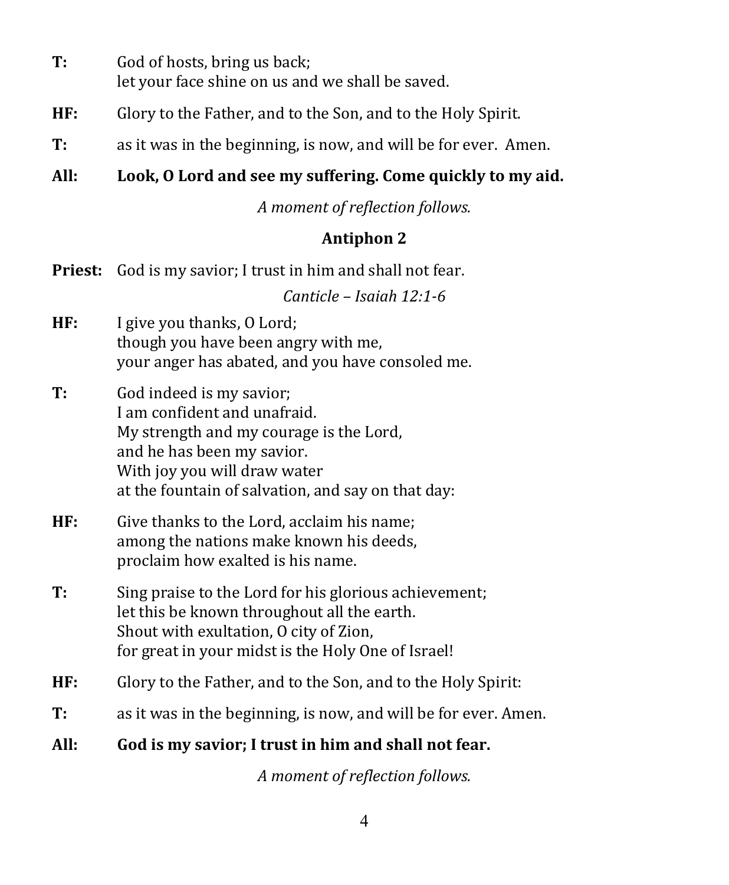**T:** God of hosts, bring us back;
let your face shine on us and we shall be saved.

**HF:** Glory to the Father, and to the Son, and to the Holy Spirit.

**T:** as it was in the beginning, is now, and will be for ever. Amen.

**All: Look, O Lord and see my suffering. Come quickly to my aid.**

*A moment of reflection follows.*

## Antiphon 2

**Priest:** God is my savior; I trust in him and shall not fear.

*Canticle – Isaiah 12:1-6*

**HF:** I give you thanks, O Lord;
though you have been angry with me,
your anger has abated, and you have consoled me.

**T:** God indeed is my savior;
I am confident and unafraid.
My strength and my courage is the Lord,
and he has been my savior.
With joy you will draw water
at the fountain of salvation, and say on that day:

**HF:** Give thanks to the Lord, acclaim his name;
among the nations make known his deeds,
proclaim how exalted is his name.

**T:** Sing praise to the Lord for his glorious achievement;
let this be known throughout all the earth.
Shout with exultation, O city of Zion,
for great in your midst is the Holy One of Israel!

**HF:** Glory to the Father, and to the Son, and to the Holy Spirit:

**T:** as it was in the beginning, is now, and will be for ever. Amen.

**All: God is my savior; I trust in him and shall not fear.**

*A moment of reflection follows.*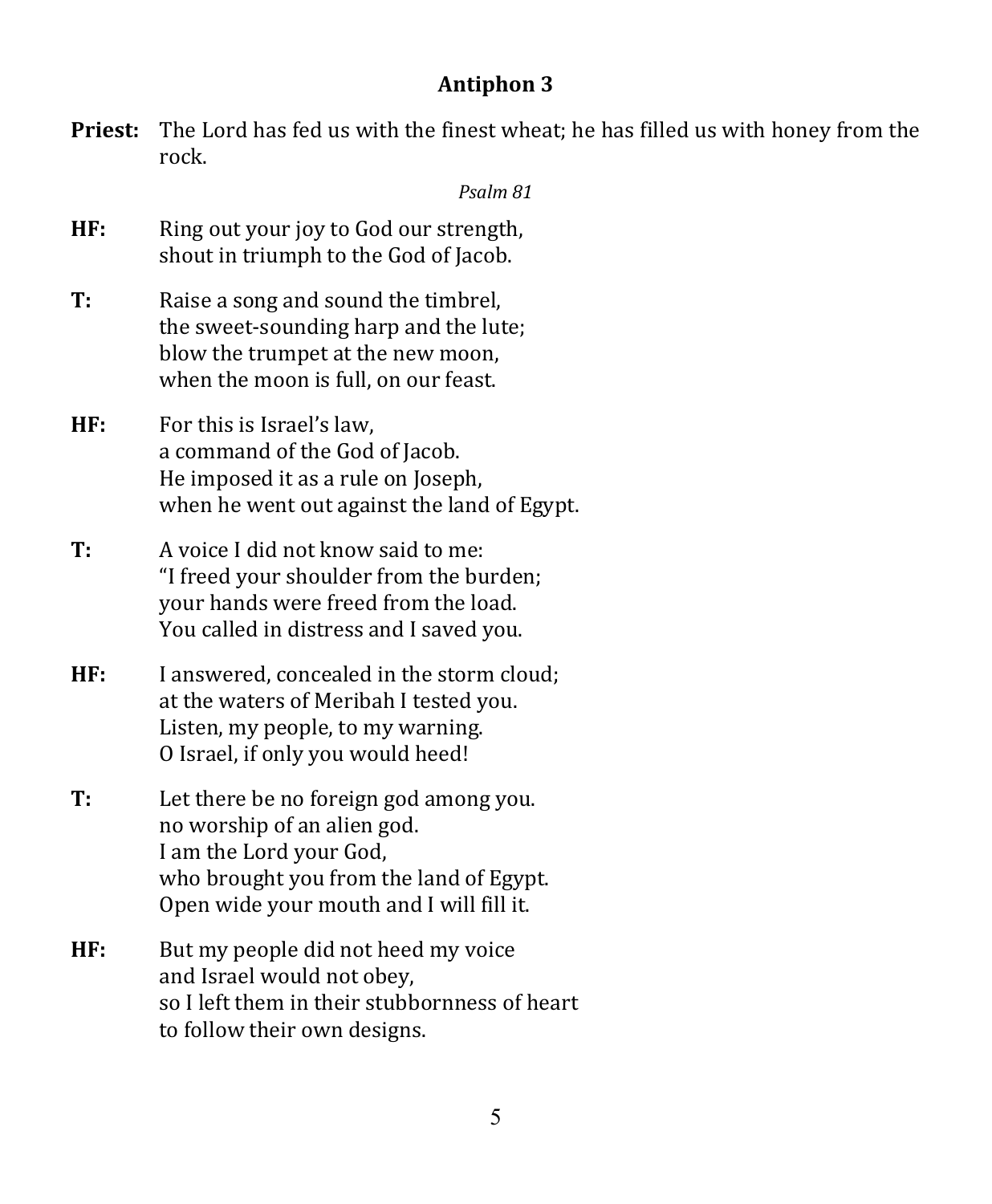## Antiphon 3

**Priest:** The Lord has fed us with the finest wheat; he has filled us with honey from the rock.

*Psalm 81*

**HF:** Ring out your joy to God our strength,  
shout in triumph to the God of Jacob.

**T:** Raise a song and sound the timbrel,  
the sweet-sounding harp and the lute;  
blow the trumpet at the new moon,  
when the moon is full, on our feast.

**HF:** For this is Israel's law,  
a command of the God of Jacob.  
He imposed it as a rule on Joseph,  
when he went out against the land of Egypt.

**T:** A voice I did not know said to me:  
"I freed your shoulder from the burden;  
your hands were freed from the load.  
You called in distress and I saved you.

**HF:** I answered, concealed in the storm cloud;  
at the waters of Meribah I tested you.  
Listen, my people, to my warning.  
O Israel, if only you would heed!

**T:** Let there be no foreign god among you.  
no worship of an alien god.  
I am the Lord your God,  
who brought you from the land of Egypt.  
Open wide your mouth and I will fill it.

**HF:** But my people did not heed my voice  
and Israel would not obey,  
so I left them in their stubbornness of heart  
to follow their own designs.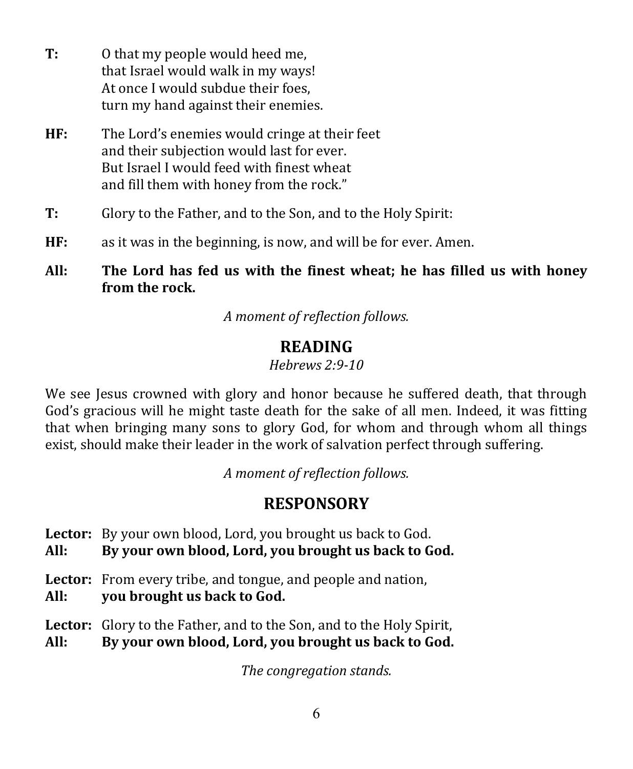**T:** O that my people would heed me,
that Israel would walk in my ways!
At once I would subdue their foes,
turn my hand against their enemies.

**HF:** The Lord's enemies would cringe at their feet
and their subjection would last for ever.
But Israel I would feed with finest wheat
and fill them with honey from the rock."

**T:** Glory to the Father, and to the Son, and to the Holy Spirit:

**HF:** as it was in the beginning, is now, and will be for ever. Amen.

**All:** **The Lord has fed us with the finest wheat; he has filled us with honey from the rock.**

*A moment of reflection follows.*

## READING

*Hebrews 2:9-10*

We see Jesus crowned with glory and honor because he suffered death, that through God's gracious will he might taste death for the sake of all men. Indeed, it was fitting that when bringing many sons to glory God, for whom and through whom all things exist, should make their leader in the work of salvation perfect through suffering.

*A moment of reflection follows.*

## RESPONSORY

**Lector:** By your own blood, Lord, you brought us back to God.
**All:** **By your own blood, Lord, you brought us back to God.**

**Lector:** From every tribe, and tongue, and people and nation,
**All:** **you brought us back to God.**

**Lector:** Glory to the Father, and to the Son, and to the Holy Spirit,
**All:** **By your own blood, Lord, you brought us back to God.**

*The congregation stands.*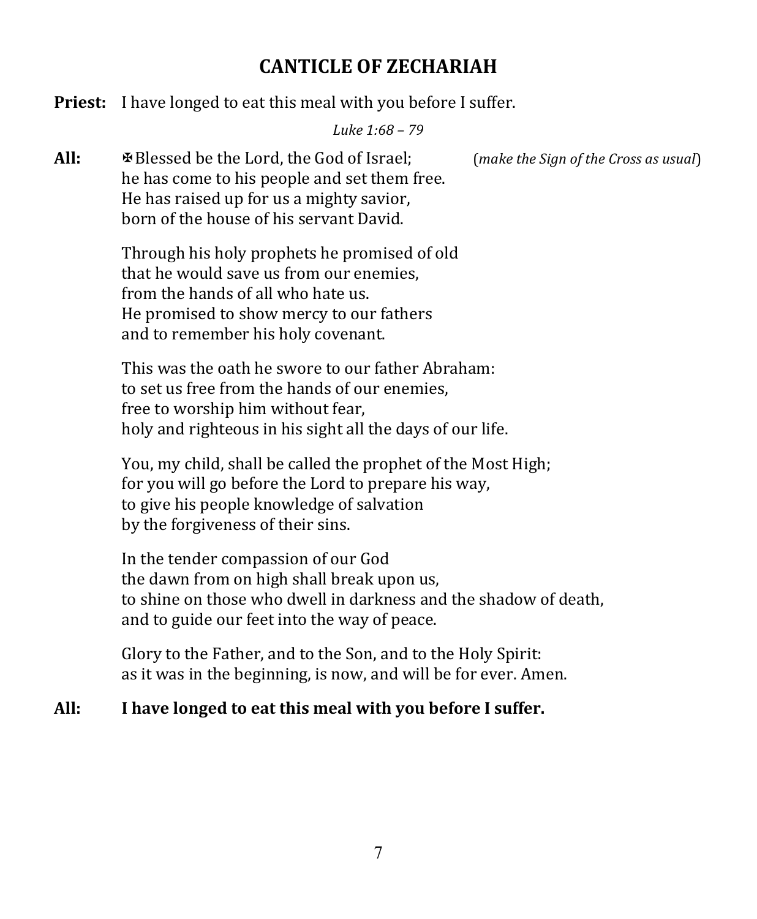# CANTICLE OF ZECHARIAH

**Priest:** I have longed to eat this meal with you before I suffer.

*Luke 1:68 – 79*

**All:** ✠Blessed be the Lord, the God of Israel; (*make the Sign of the Cross as usual*)
he has come to his people and set them free.
He has raised up for us a mighty savior,
born of the house of his servant David.

Through his holy prophets he promised of old
that he would save us from our enemies,
from the hands of all who hate us.
He promised to show mercy to our fathers
and to remember his holy covenant.

This was the oath he swore to our father Abraham:
to set us free from the hands of our enemies,
free to worship him without fear,
holy and righteous in his sight all the days of our life.

You, my child, shall be called the prophet of the Most High;
for you will go before the Lord to prepare his way,
to give his people knowledge of salvation
by the forgiveness of their sins.

In the tender compassion of our God
the dawn from on high shall break upon us,
to shine on those who dwell in darkness and the shadow of death,
and to guide our feet into the way of peace.

Glory to the Father, and to the Son, and to the Holy Spirit:
as it was in the beginning, is now, and will be for ever. Amen.

**All:** **I have longed to eat this meal with you before I suffer.**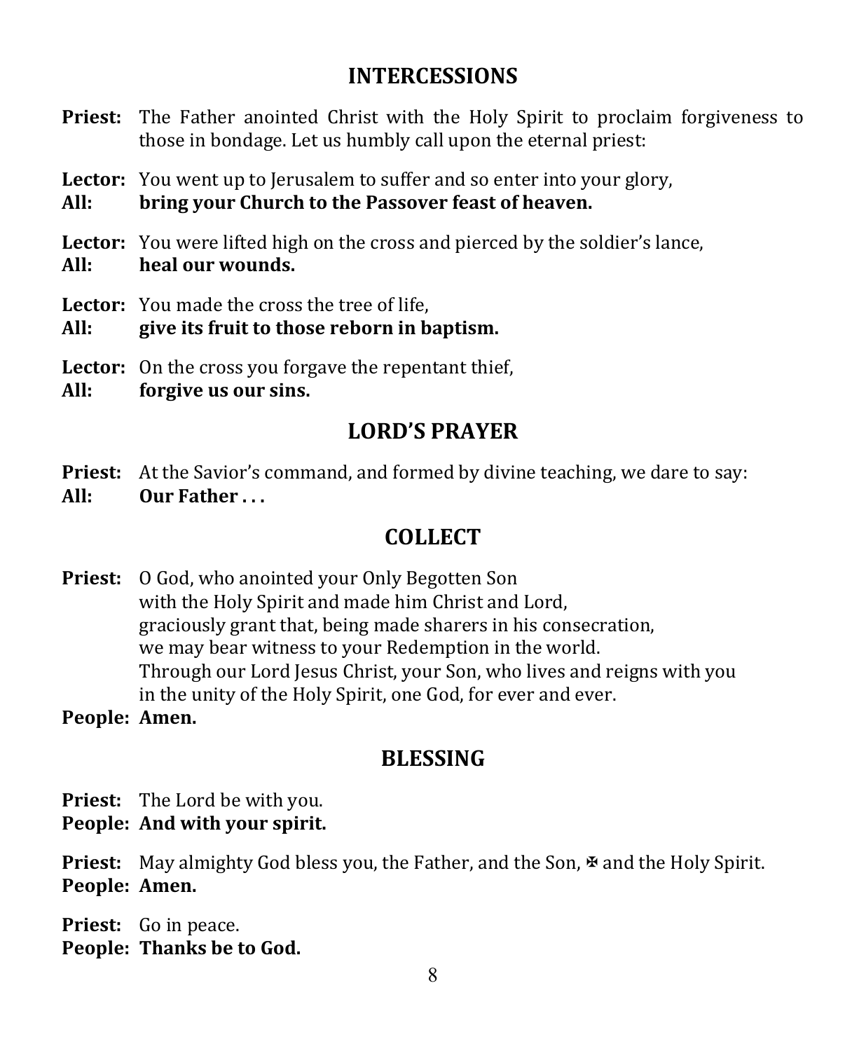## INTERCESSIONS

**Priest:** The Father anointed Christ with the Holy Spirit to proclaim forgiveness to those in bondage. Let us humbly call upon the eternal priest:

**Lector:** You went up to Jerusalem to suffer and so enter into your glory,
**All:** **bring your Church to the Passover feast of heaven.**

**Lector:** You were lifted high on the cross and pierced by the soldier's lance,
**All:** **heal our wounds.**

**Lector:** You made the cross the tree of life,
**All:** **give its fruit to those reborn in baptism.**

**Lector:** On the cross you forgave the repentant thief,
**All:** **forgive us our sins.**

## LORD'S PRAYER

**Priest:** At the Savior's command, and formed by divine teaching, we dare to say:
**All:** **Our Father . . .**

## COLLECT

**Priest:** O God, who anointed your Only Begotten Son
with the Holy Spirit and made him Christ and Lord,
graciously grant that, being made sharers in his consecration,
we may bear witness to your Redemption in the world.
Through our Lord Jesus Christ, your Son, who lives and reigns with you
in the unity of the Holy Spirit, one God, for ever and ever.
**People:** **Amen.**

## BLESSING

**Priest:** The Lord be with you.
**People:** **And with your spirit.**

**Priest:** May almighty God bless you, the Father, and the Son, ✠ and the Holy Spirit.
**People:** **Amen.**

**Priest:** Go in peace.
**People:** **Thanks be to God.**